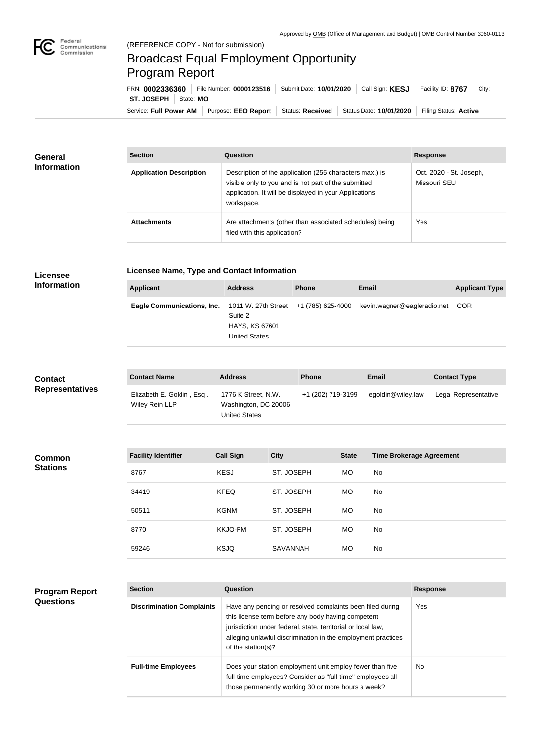Approved by OMB (Office of Management and Budget) | OMB Control Number 3060-0113

(REFERENCE COPY - Not for submission)

# Broadcast Equal Employment Opportunity Program Report

FRN: **0002336360** | File Number: **0000123516** | Submit Date: **10/01/2020** | Call Sign: **KESJ** | Facility ID: **8767** | City: **ST. JOSEPH** | State: **MO**

Service: **Full Power AM** | Purpose: **EEO Report** | Status: **Received** | Status Date: **10/01/2020** | Filing Status: **Active**

## General Information

| Section | Question | Response |
| --- | --- | --- |
| **Application Description** | Description of the application (255 characters max.) is visible only to you and is not part of the submitted application. It will be displayed in your Applications workspace. | Oct. 2020 - St. Joseph, Missouri SEU |
| **Attachments** | Are attachments (other than associated schedules) being filed with this application? | Yes |

## Licensee Information

### Licensee Name, Type and Contact Information

| Applicant | Address | Phone | Email | Applicant Type |
| --- | --- | --- | --- | --- |
| **Eagle Communications, Inc.** | 1011 W. 27th Street Suite 2 HAYS, KS 67601 United States | +1 (785) 625-4000 | kevin.wagner@eagleradio.net | COR |

## Contact Representatives

| Contact Name | Address | Phone | Email | Contact Type |
| --- | --- | --- | --- | --- |
| Elizabeth E. Goldin , Esq . Wiley Rein LLP | 1776 K Street, N.W. Washington, DC 20006 United States | +1 (202) 719-3199 | egoldin@wiley.law | Legal Representative |

## Common Stations

| Facility Identifier | Call Sign | City | State | Time Brokerage Agreement |
| --- | --- | --- | --- | --- |
| 8767 | KESJ | ST. JOSEPH | MO | No |
| 34419 | KFEQ | ST. JOSEPH | MO | No |
| 50511 | KGNM | ST. JOSEPH | MO | No |
| 8770 | KKJO-FM | ST. JOSEPH | MO | No |
| 59246 | KSJQ | SAVANNAH | MO | No |

## Program Report Questions

| Section | Question | Response |
| --- | --- | --- |
| **Discrimination Complaints** | Have any pending or resolved complaints been filed during this license term before any body having competent jurisdiction under federal, state, territorial or local law, alleging unlawful discrimination in the employment practices of the station(s)? | Yes |
| **Full-time Employees** | Does your station employment unit employ fewer than five full-time employees? Consider as "full-time" employees all those permanently working 30 or more hours a week? | No |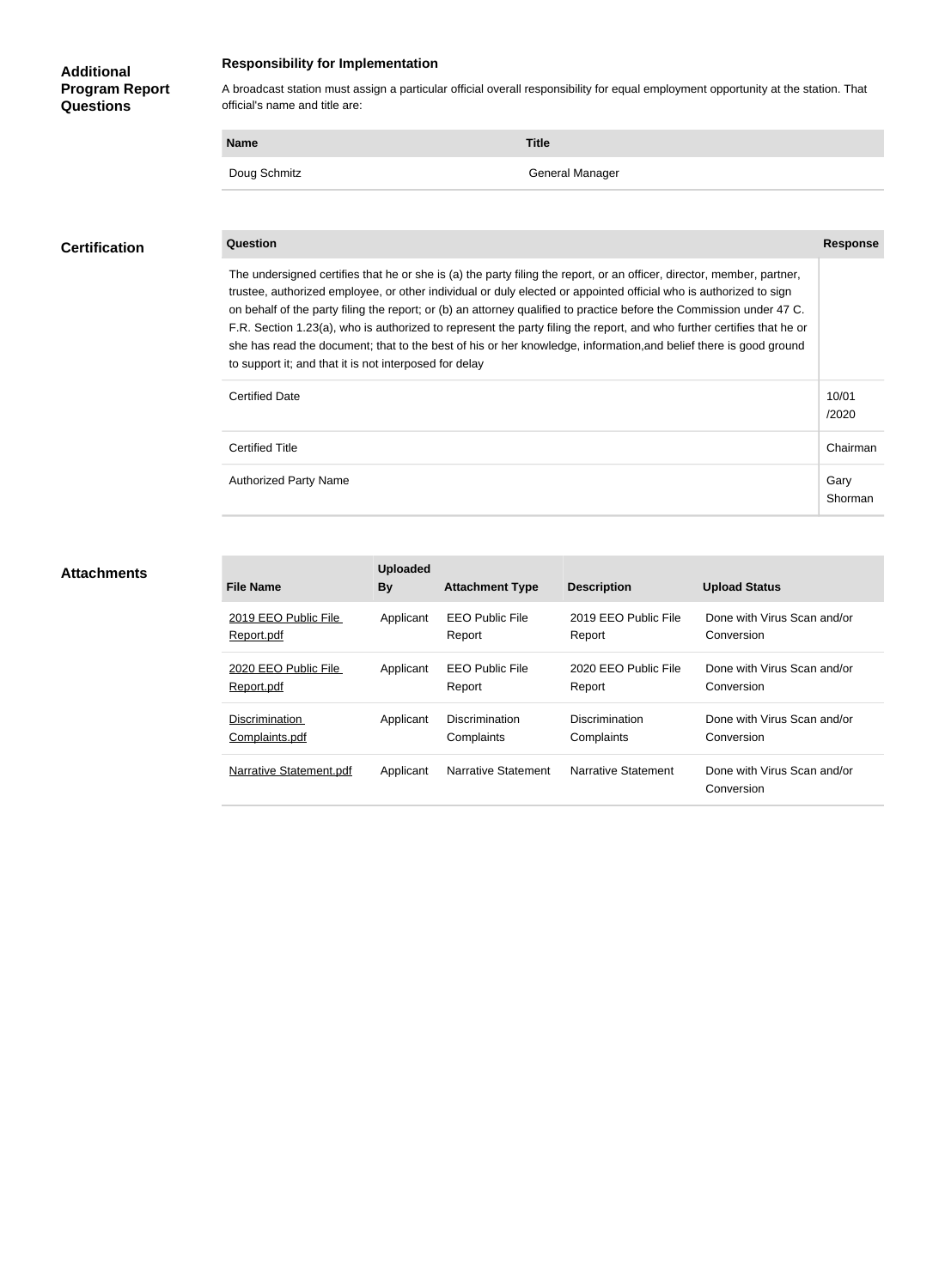## Additional Program Report Questions

### Responsibility for Implementation

A broadcast station must assign a particular official overall responsibility for equal employment opportunity at the station. That official's name and title are:

| Name | Title |
| --- | --- |
| Doug Schmitz | General Manager |

## Certification

| Question | Response |
| --- | --- |
| The undersigned certifies that he or she is (a) the party filing the report, or an officer, director, member, partner, trustee, authorized employee, or other individual or duly elected or appointed official who is authorized to sign on behalf of the party filing the report; or (b) an attorney qualified to practice before the Commission under 47 C.F.R. Section 1.23(a), who is authorized to represent the party filing the report, and who further certifies that he or she has read the document; that to the best of his or her knowledge, information,and belief there is good ground to support it; and that it is not interposed for delay | |
| Certified Date | 10/01/2020 |
| Certified Title | Chairman |
| Authorized Party Name | Gary Shorman |

## Attachments

| File Name | Uploaded By | Attachment Type | Description | Upload Status |
| --- | --- | --- | --- | --- |
| 2019 EEO Public File Report.pdf | Applicant | EEO Public File Report | 2019 EEO Public File Report | Done with Virus Scan and/or Conversion |
| 2020 EEO Public File Report.pdf | Applicant | EEO Public File Report | 2020 EEO Public File Report | Done with Virus Scan and/or Conversion |
| Discrimination Complaints.pdf | Applicant | Discrimination Complaints | Discrimination Complaints | Done with Virus Scan and/or Conversion |
| Narrative Statement.pdf | Applicant | Narrative Statement | Narrative Statement | Done with Virus Scan and/or Conversion |